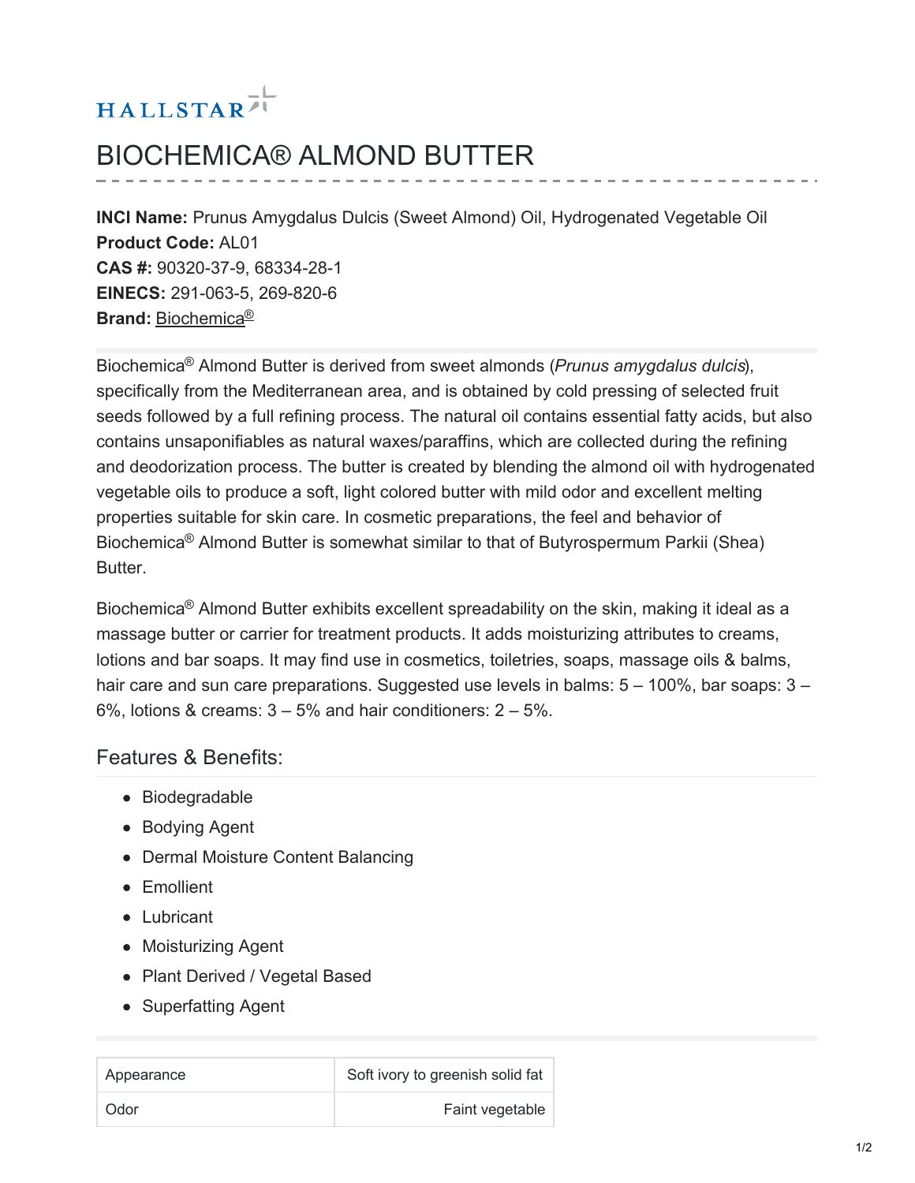HALLSTAR

# BIOCHEMICA® ALMOND BUTTER

**INCI Name:** Prunus Amygdalus Dulcis (Sweet Almond) Oil, Hydrogenated Vegetable Oil
**Product Code:** AL01
**CAS #:** 90320-37-9, 68334-28-1
**EINECS:** 291-063-5, 269-820-6
**Brand:** Biochemica®

Biochemica® Almond Butter is derived from sweet almonds (*Prunus amygdalus dulcis*), specifically from the Mediterranean area, and is obtained by cold pressing of selected fruit seeds followed by a full refining process. The natural oil contains essential fatty acids, but also contains unsaponifiables as natural waxes/paraffins, which are collected during the refining and deodorization process. The butter is created by blending the almond oil with hydrogenated vegetable oils to produce a soft, light colored butter with mild odor and excellent melting properties suitable for skin care. In cosmetic preparations, the feel and behavior of Biochemica® Almond Butter is somewhat similar to that of Butyrospermum Parkii (Shea) Butter.

Biochemica® Almond Butter exhibits excellent spreadability on the skin, making it ideal as a massage butter or carrier for treatment products. It adds moisturizing attributes to creams, lotions and bar soaps. It may find use in cosmetics, toiletries, soaps, massage oils & balms, hair care and sun care preparations. Suggested use levels in balms: 5 – 100%, bar soaps: 3 – 6%, lotions & creams: 3 – 5% and hair conditioners: 2 – 5%.

## Features & Benefits:

- Biodegradable
- Bodying Agent
- Dermal Moisture Content Balancing
- Emollient
- Lubricant
- Moisturizing Agent
- Plant Derived / Vegetal Based
- Superfatting Agent

| | |
|---|---|
| Appearance | Soft ivory to greenish solid fat |
| Odor | Faint vegetable |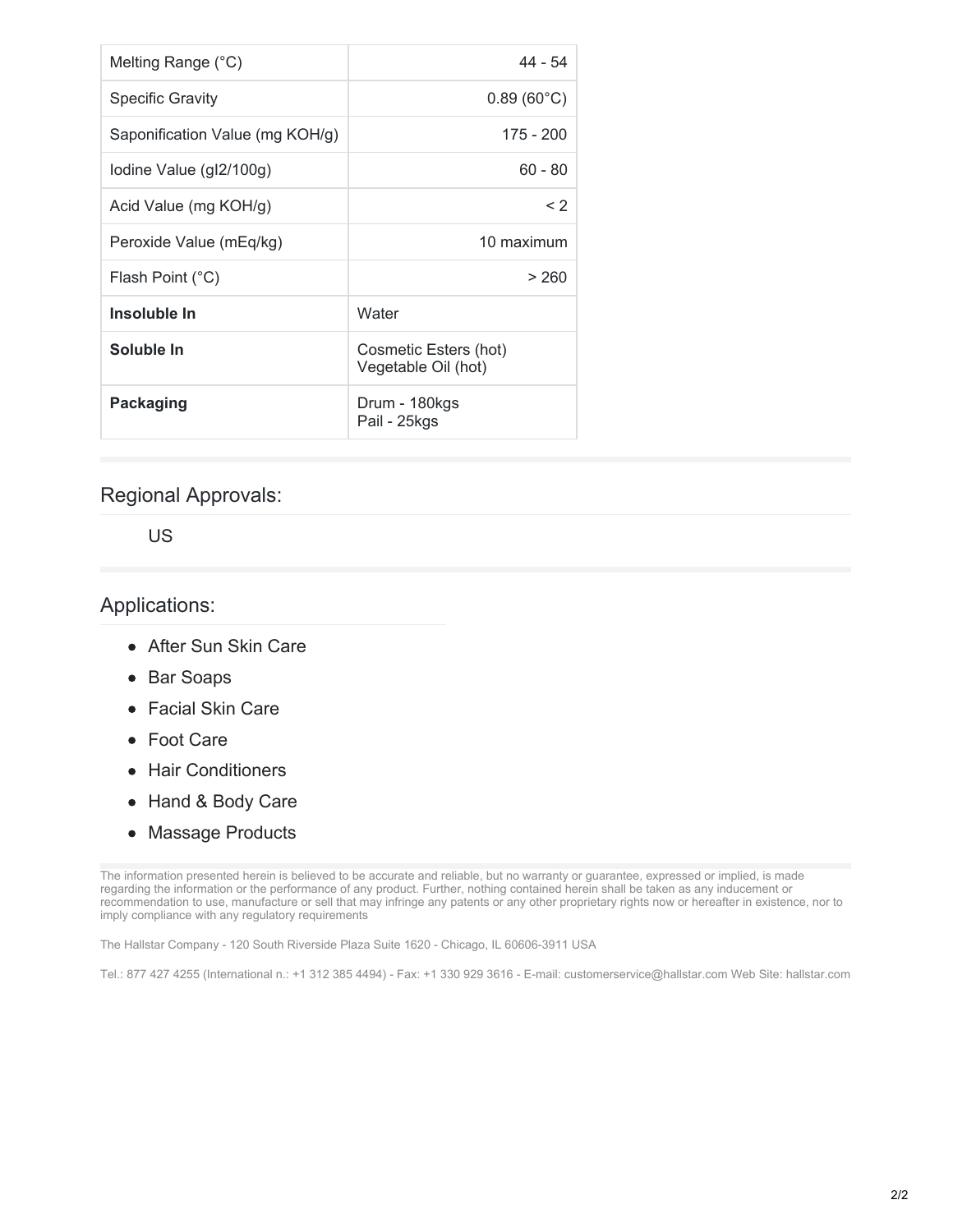| | |
|---|---|
| Melting Range (°C) | 44 - 54 |
| Specific Gravity | 0.89 (60°C) |
| Saponification Value (mg KOH/g) | 175 - 200 |
| Iodine Value (gI2/100g) | 60 - 80 |
| Acid Value (mg KOH/g) | < 2 |
| Peroxide Value (mEq/kg) | 10 maximum |
| Flash Point (°C) | > 260 |
| **Insoluble In** | Water |
| **Soluble In** | Cosmetic Esters (hot)<br>Vegetable Oil (hot) |
| **Packaging** | Drum - 180kgs<br>Pail - 25kgs |

## Regional Approvals:

US

## Applications:

- After Sun Skin Care
- Bar Soaps
- Facial Skin Care
- Foot Care
- Hair Conditioners
- Hand & Body Care
- Massage Products

The information presented herein is believed to be accurate and reliable, but no warranty or guarantee, expressed or implied, is made regarding the information or the performance of any product. Further, nothing contained herein shall be taken as any inducement or recommendation to use, manufacture or sell that may infringe any patents or any other proprietary rights now or hereafter in existence, nor to imply compliance with any regulatory requirements

The Hallstar Company - 120 South Riverside Plaza Suite 1620 - Chicago, IL 60606-3911 USA

Tel.: 877 427 4255 (International n.: +1 312 385 4494) - Fax: +1 330 929 3616 - E-mail: customerservice@hallstar.com Web Site: hallstar.com